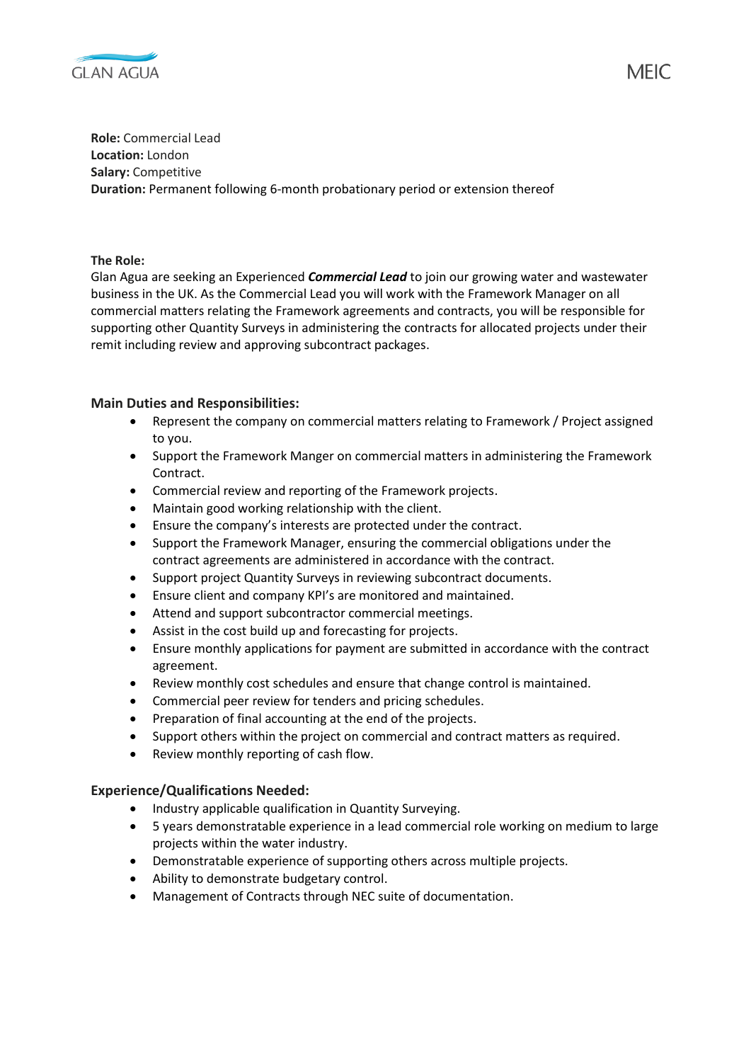**Role:** Commercial Lead
**Location:** London
**Salary:** Competitive
**Duration:** Permanent following 6-month probationary period or extension thereof

**The Role:**
Glan Agua are seeking an Experienced ***Commercial Lead*** to join our growing water and wastewater business in the UK. As the Commercial Lead you will work with the Framework Manager on all commercial matters relating the Framework agreements and contracts, you will be responsible for supporting other Quantity Surveys in administering the contracts for allocated projects under their remit including review and approving subcontract packages.

## Main Duties and Responsibilities:

- Represent the company on commercial matters relating to Framework / Project assigned to you.
- Support the Framework Manger on commercial matters in administering the Framework Contract.
- Commercial review and reporting of the Framework projects.
- Maintain good working relationship with the client.
- Ensure the company's interests are protected under the contract.
- Support the Framework Manager, ensuring the commercial obligations under the contract agreements are administered in accordance with the contract.
- Support project Quantity Surveys in reviewing subcontract documents.
- Ensure client and company KPI's are monitored and maintained.
- Attend and support subcontractor commercial meetings.
- Assist in the cost build up and forecasting for projects.
- Ensure monthly applications for payment are submitted in accordance with the contract agreement.
- Review monthly cost schedules and ensure that change control is maintained.
- Commercial peer review for tenders and pricing schedules.
- Preparation of final accounting at the end of the projects.
- Support others within the project on commercial and contract matters as required.
- Review monthly reporting of cash flow.

## Experience/Qualifications Needed:

- Industry applicable qualification in Quantity Surveying.
- 5 years demonstratable experience in a lead commercial role working on medium to large projects within the water industry.
- Demonstratable experience of supporting others across multiple projects.
- Ability to demonstrate budgetary control.
- Management of Contracts through NEC suite of documentation.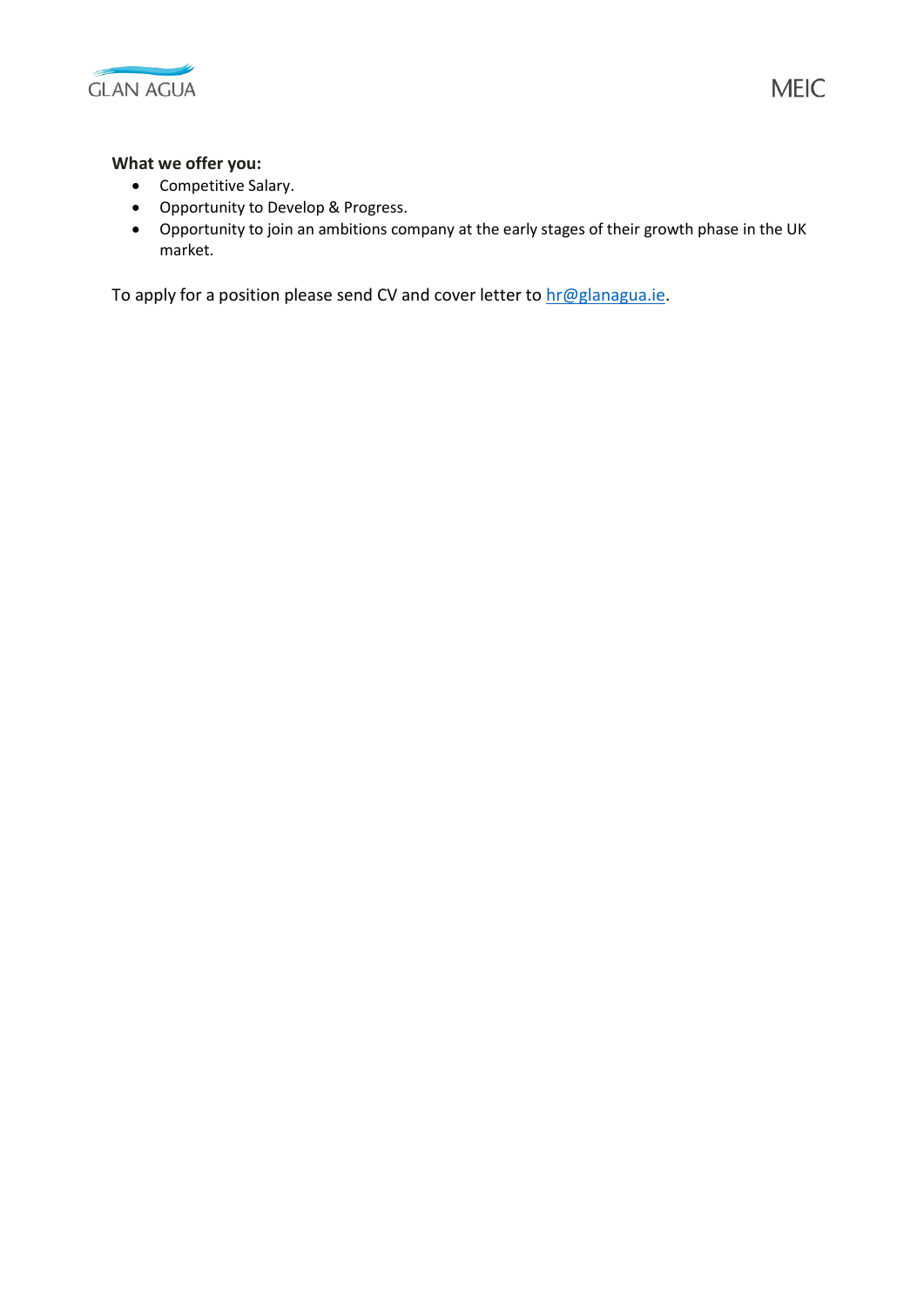**What we offer you:**

- Competitive Salary.
- Opportunity to Develop & Progress.
- Opportunity to join an ambitions company at the early stages of their growth phase in the UK market.

To apply for a position please send CV and cover letter to [hr@glanagua.ie](mailto:hr@glanagua.ie).